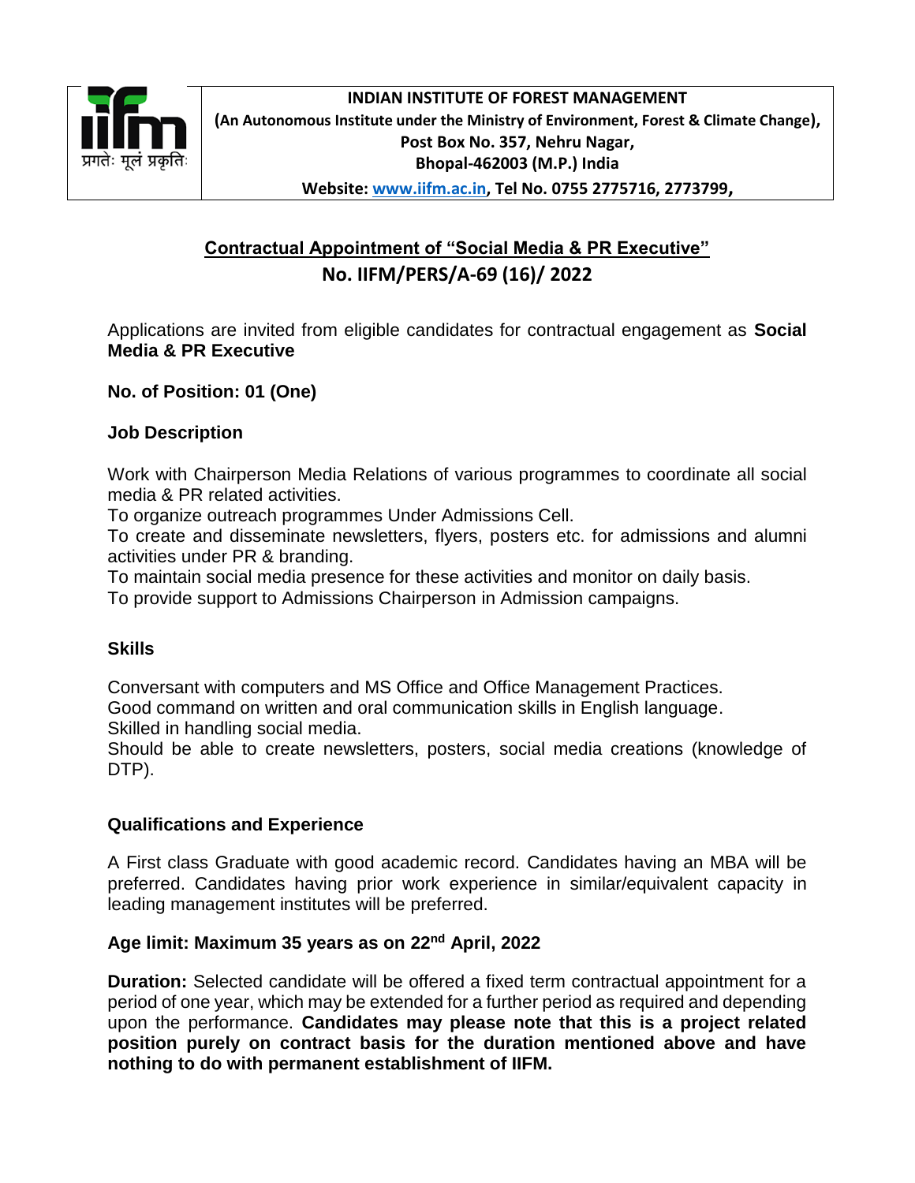**INDIAN INSTITUTE OF FOREST MANAGEMENT**
**(An Autonomous Institute under the Ministry of Environment, Forest & Climate Change),**
**Post Box No. 357, Nehru Nagar,**
**Bhopal-462003 (M.P.) India**
**Website: www.iifm.ac.in, Tel No. 0755 2775716, 2773799,**

प्रगतेः मूलं प्रकृतिः

# Contractual Appointment of "Social Media & PR Executive"

## No. IIFM/PERS/A-69 (16)/ 2022

Applications are invited from eligible candidates for contractual engagement as **Social Media & PR Executive**

**No. of Position: 01 (One)**

### Job Description

Work with Chairperson Media Relations of various programmes to coordinate all social media & PR related activities.
To organize outreach programmes Under Admissions Cell.
To create and disseminate newsletters, flyers, posters etc. for admissions and alumni activities under PR & branding.
To maintain social media presence for these activities and monitor on daily basis.
To provide support to Admissions Chairperson in Admission campaigns.

### Skills

Conversant with computers and MS Office and Office Management Practices.
Good command on written and oral communication skills in English language.
Skilled in handling social media.
Should be able to create newsletters, posters, social media creations (knowledge of DTP).

### Qualifications and Experience

A First class Graduate with good academic record. Candidates having an MBA will be preferred. Candidates having prior work experience in similar/equivalent capacity in leading management institutes will be preferred.

**Age limit: Maximum 35 years as on 22nd April, 2022**

**Duration:** Selected candidate will be offered a fixed term contractual appointment for a period of one year, which may be extended for a further period as required and depending upon the performance. **Candidates may please note that this is a project related position purely on contract basis for the duration mentioned above and have nothing to do with permanent establishment of IIFM.**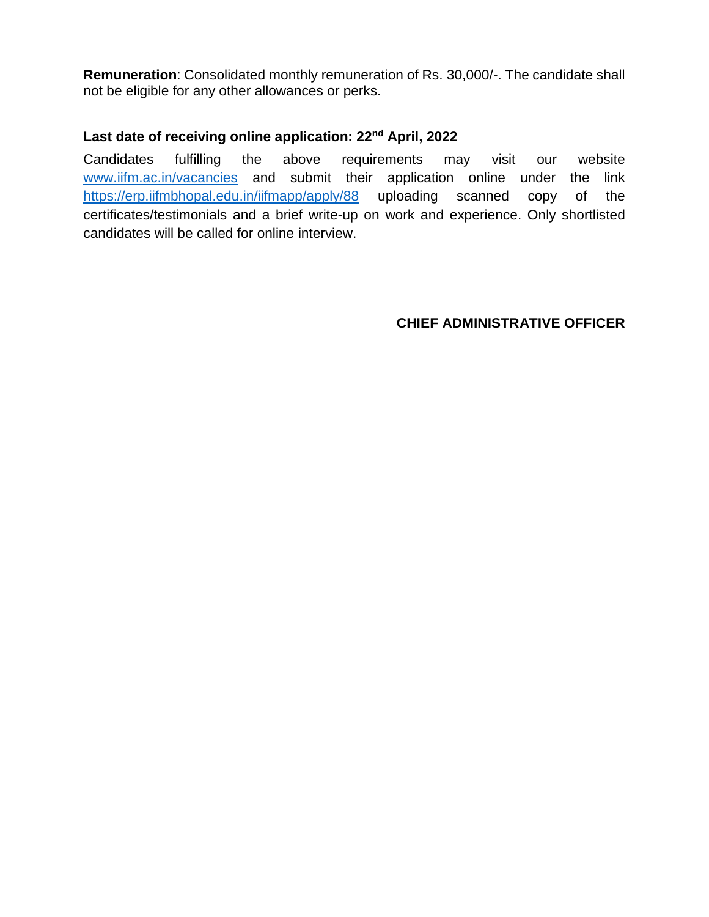**Remuneration**: Consolidated monthly remuneration of Rs. 30,000/-. The candidate shall not be eligible for any other allowances or perks.

**Last date of receiving online application: 22nd April, 2022**

Candidates fulfilling the above requirements may visit our website [www.iifm.ac.in/vacancies](www.iifm.ac.in/vacancies) and submit their application online under the link [https://erp.iifmbhopal.edu.in/iifmapp/apply/88](https://erp.iifmbhopal.edu.in/iifmapp/apply/88) uploading scanned copy of the certificates/testimonials and a brief write-up on work and experience. Only shortlisted candidates will be called for online interview.

**CHIEF ADMINISTRATIVE OFFICER**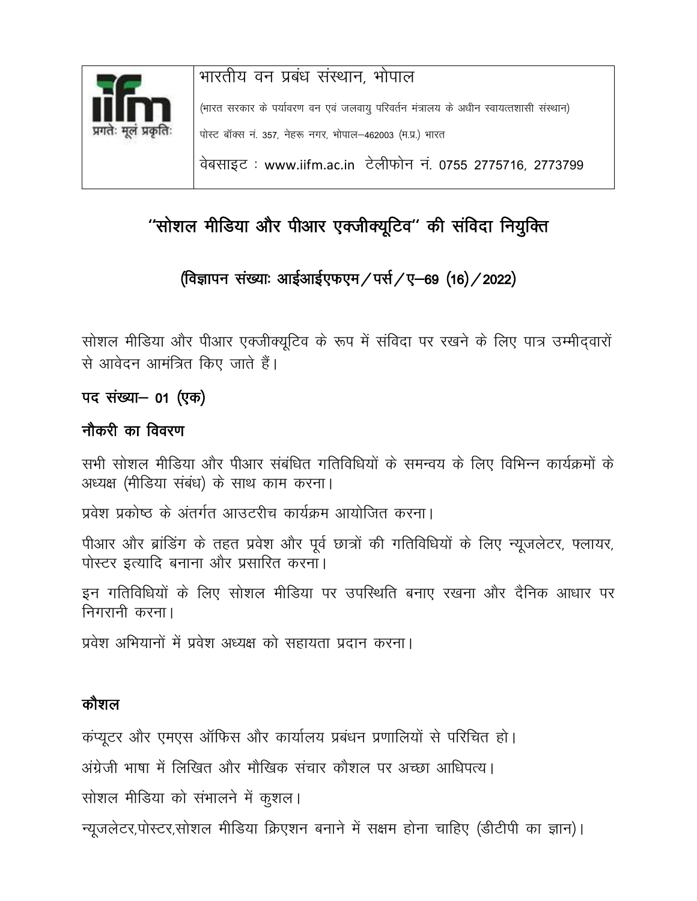| | भारतीय वन प्रबंध संस्थान, भोपाल<br>(भारत सरकार के पर्यावरण वन एवं जलवायु परिवर्तन मंत्रालय के अधीन स्वायत्तशासी संस्थान)<br>पोस्ट बॉक्स नं. 357, नेहरू नगर, भोपाल–462003 (म.प्र.) भारत<br>वेबसाइट : www.iifm.ac.in टेलीफोन नं. 0755 2775716, 2773799 |
|---|---|

iifm प्रगतेः मूलं प्रकृतिः

# "सोशल मीडिया और पीआर एक्जीक्यूटिव" की संविदा नियुक्ति

## (विज्ञापन संख्याः आईआईएफएम/पर्स/ए–69 (16)/2022)

सोशल मीडिया और पीआर एक्जीक्यूटिव के रूप में संविदा पर रखने के लिए पात्र उम्मीद्वारों से आवेदन आमंत्रित किए जाते हैं।

### पद संख्या– 01 (एक)

### नौकरी का विवरण

सभी सोशल मीडिया और पीआर संबंधित गतिविधियों के समन्वय के लिए विभिन्न कार्यक्रमों के अध्यक्ष (मीडिया संबंध) के साथ काम करना।

प्रवेश प्रकोष्ठ के अंतर्गत आउटरीच कार्यक्रम आयोजित करना।

पीआर और ब्रांडिंग के तहत प्रवेश और पूर्व छात्रों की गतिविधियों के लिए न्यूजलेटर, फ्लायर, पोस्टर इत्यादि बनाना और प्रसारित करना।

इन गतिविधियों के लिए सोशल मीडिया पर उपस्थिति बनाए रखना और दैनिक आधार पर निगरानी करना।

प्रवेश अभियानों में प्रवेश अध्यक्ष को सहायता प्रदान करना।

### कौशल

कंप्यूटर और एमएस ऑफिस और कार्यालय प्रबंधन प्रणालियों से परिचित हो।

अंग्रेजी भाषा में लिखित और मौखिक संचार कौशल पर अच्छा आधिपत्य।

सोशल मीडिया को संभालने में कुशल।

न्यूजलेटर,पोस्टर,सोशल मीडिया क्रिएशन बनाने में सक्षम होना चाहिए (डीटीपी का ज्ञान)।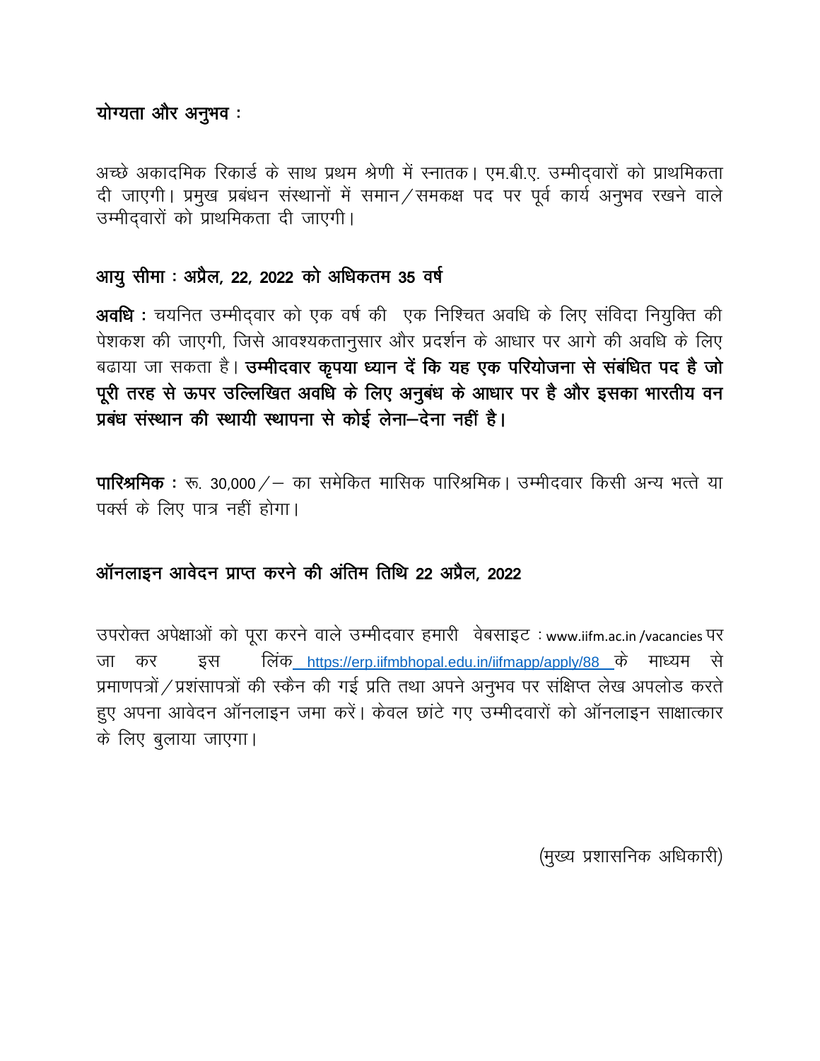**योग्यता और अनुभव :**

अच्छे अकादमिक रिकार्ड के साथ प्रथम श्रेणी में स्नातक। एम.बी.ए. उम्मीद्वारों को प्राथमिकता दी जाएगी। प्रमुख प्रबंधन संस्थानों में समान/समकक्ष पद पर पूर्व कार्य अनुभव रखने वाले उम्मीद्वारों को प्राथमिकता दी जाएगी।

**आयु सीमा : अप्रैल, 22, 2022 को अधिकतम 35 वर्ष**

**अवधि :** चयनित उम्मीदवार को एक वर्ष की एक निश्चित अवधि के लिए संविदा नियुक्ति की पेशकश की जाएगी, जिसे आवश्यकतानुसार और प्रदर्शन के आधार पर आगे की अवधि के लिए बढाया जा सकता है। **उम्मीदवार कृपया ध्यान दें कि यह एक परियोजना से संबंधित पद है जो पूरी तरह से ऊपर उल्लिखित अवधि के लिए अनुबंध के आधार पर है और इसका भारतीय वन प्रबंध संस्थान की स्थायी स्थापना से कोई लेना–देना नहीं है।**

**पारिश्रमिक :** रू. 30,000/– का समेकित मासिक पारिश्रमिक। उम्मीदवार किसी अन्य भत्ते या पर्क्स के लिए पात्र नहीं होगा।

**ऑनलाइन आवेदन प्राप्त करने की अंतिम तिथि 22 अप्रैल, 2022**

उपरोक्त अपेक्षाओं को पूरा करने वाले उम्मीदवार हमारी वेबसाइट : www.iifm.ac.in /vacancies पर जा कर इस लिंक https://erp.iifmbhopal.edu.in/iifmapp/apply/88 के माध्यम से प्रमाणपत्रों/प्रशंसापत्रों की स्कैन की गई प्रति तथा अपने अनुभव पर संक्षिप्त लेख अपलोड करते हुए अपना आवेदन ऑनलाइन जमा करें। केवल छांटे गए उम्मीदवारों को ऑनलाइन साक्षात्कार के लिए बुलाया जाएगा।

(मुख्य प्रशासनिक अधिकारी)